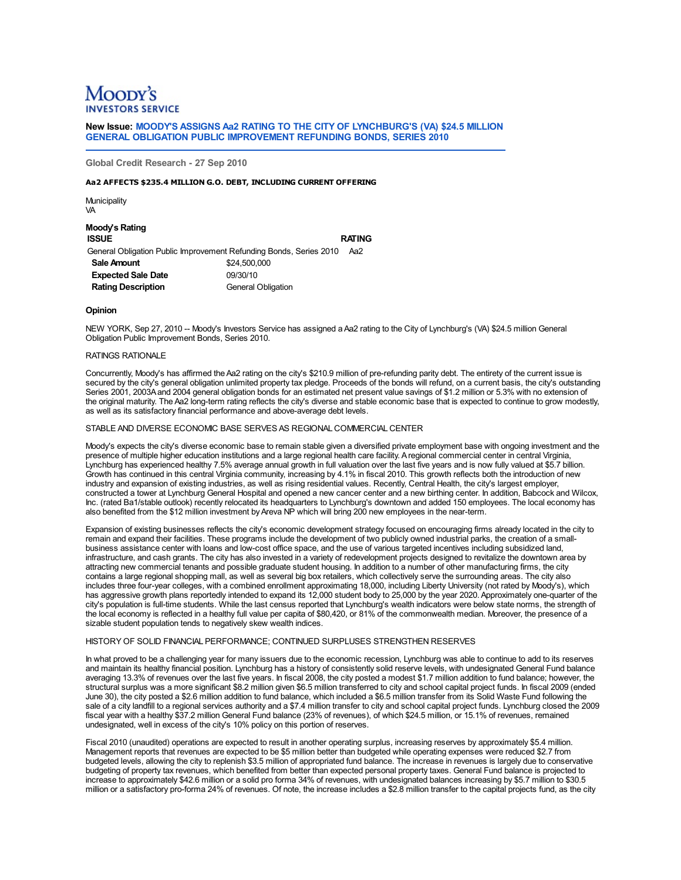MOODY'S INVESTORS SERVICE

**New Issue: MOODY'S ASSIGNS Aa2 RATING TO THE CITY OF LYNCHBURG'S (VA) $24.5 MILLION GENERAL OBLIGATION PUBLIC IMPROVEMENT REFUNDING BONDS, SERIES 2010**

**Global Credit Research - 27 Sep 2010**

**Aa2 AFFECTS $235.4 MILLION G.O. DEBT, INCLUDING CURRENT OFFERING**

Municipality
VA

**Moody's Rating**

| ISSUE | RATING |
|---|---|
| General Obligation Public Improvement Refunding Bonds, Series 2010 | Aa2 |

| | |
|---|---|
| **Sale Amount** | $24,500,000 |
| **Expected Sale Date** | 09/30/10 |
| **Rating Description** | General Obligation |

**Opinion**

NEW YORK, Sep 27, 2010 -- Moody's Investors Service has assigned a Aa2 rating to the City of Lynchburg's (VA) $24.5 million General Obligation Public Improvement Bonds, Series 2010.

RATINGS RATIONALE

Concurrently, Moody's has affirmed the Aa2 rating on the city's $210.9 million of pre-refunding parity debt. The entirety of the current issue is secured by the city's general obligation unlimited property tax pledge. Proceeds of the bonds will refund, on a current basis, the city's outstanding Series 2001, 2003A and 2004 general obligation bonds for an estimated net present value savings of $1.2 million or 5.3% with no extension of the original maturity. The Aa2 long-term rating reflects the city's diverse and stable economic base that is expected to continue to grow modestly, as well as its satisfactory financial performance and above-average debt levels.

STABLE AND DIVERSE ECONOMIC BASE SERVES AS REGIONAL COMMERCIAL CENTER

Moody's expects the city's diverse economic base to remain stable given a diversified private employment base with ongoing investment and the presence of multiple higher education institutions and a large regional health care facility. A regional commercial center in central Virginia, Lynchburg has experienced healthy 7.5% average annual growth in full valuation over the last five years and is now fully valued at $5.7 billion. Growth has continued in this central Virginia community, increasing by 4.1% in fiscal 2010. This growth reflects both the introduction of new industry and expansion of existing industries, as well as rising residential values. Recently, Central Health, the city's largest employer, constructed a tower at Lynchburg General Hospital and opened a new cancer center and a new birthing center. In addition, Babcock and Wilcox, Inc. (rated Ba1/stable outlook) recently relocated its headquarters to Lynchburg's downtown and added 150 employees. The local economy has also benefited from the $12 million investment by Areva NP which will bring 200 new employees in the near-term.

Expansion of existing businesses reflects the city's economic development strategy focused on encouraging firms already located in the city to remain and expand their facilities. These programs include the development of two publicly owned industrial parks, the creation of a small-business assistance center with loans and low-cost office space, and the use of various targeted incentives including subsidized land, infrastructure, and cash grants. The city has also invested in a variety of redevelopment projects designed to revitalize the downtown area by attracting new commercial tenants and possible graduate student housing. In addition to a number of other manufacturing firms, the city contains a large regional shopping mall, as well as several big box retailers, which collectively serve the surrounding areas. The city also includes three four-year colleges, with a combined enrollment approximating 18,000, including Liberty University (not rated by Moody's), which has aggressive growth plans reportedly intended to expand its 12,000 student body to 25,000 by the year 2020. Approximately one-quarter of the city's population is full-time students. While the last census reported that Lynchburg's wealth indicators were below state norms, the strength of the local economy is reflected in a healthy full value per capita of $80,420, or 81% of the commonwealth median. Moreover, the presence of a sizable student population tends to negatively skew wealth indices.

HISTORY OF SOLID FINANCIAL PERFORMANCE; CONTINUED SURPLUSES STRENGTHEN RESERVES

In what proved to be a challenging year for many issuers due to the economic recession, Lynchburg was able to continue to add to its reserves and maintain its healthy financial position. Lynchburg has a history of consistently solid reserve levels, with undesignated General Fund balance averaging 13.3% of revenues over the last five years. In fiscal 2008, the city posted a modest $1.7 million addition to fund balance; however, the structural surplus was a more significant $8.2 million given $6.5 million transferred to city and school capital project funds. In fiscal 2009 (ended June 30), the city posted a $2.6 million addition to fund balance, which included a $6.5 million transfer from its Solid Waste Fund following the sale of a city landfill to a regional services authority and a $7.4 million transfer to city and school capital project funds. Lynchburg closed the 2009 fiscal year with a healthy $37.2 million General Fund balance (23% of revenues), of which $24.5 million, or 15.1% of revenues, remained undesignated, well in excess of the city's 10% policy on this portion of reserves.

Fiscal 2010 (unaudited) operations are expected to result in another operating surplus, increasing reserves by approximately $5.4 million. Management reports that revenues are expected to be $5 million better than budgeted while operating expenses were reduced $2.7 from budgeted levels, allowing the city to replenish $3.5 million of appropriated fund balance. The increase in revenues is largely due to conservative budgeting of property tax revenues, which benefited from better than expected personal property taxes. General Fund balance is projected to increase to approximately $42.6 million or a solid pro forma 34% of revenues, with undesignated balances increasing by $5.7 million to $30.5 million or a satisfactory pro-forma 24% of revenues. Of note, the increase includes a $2.8 million transfer to the capital projects fund, as the city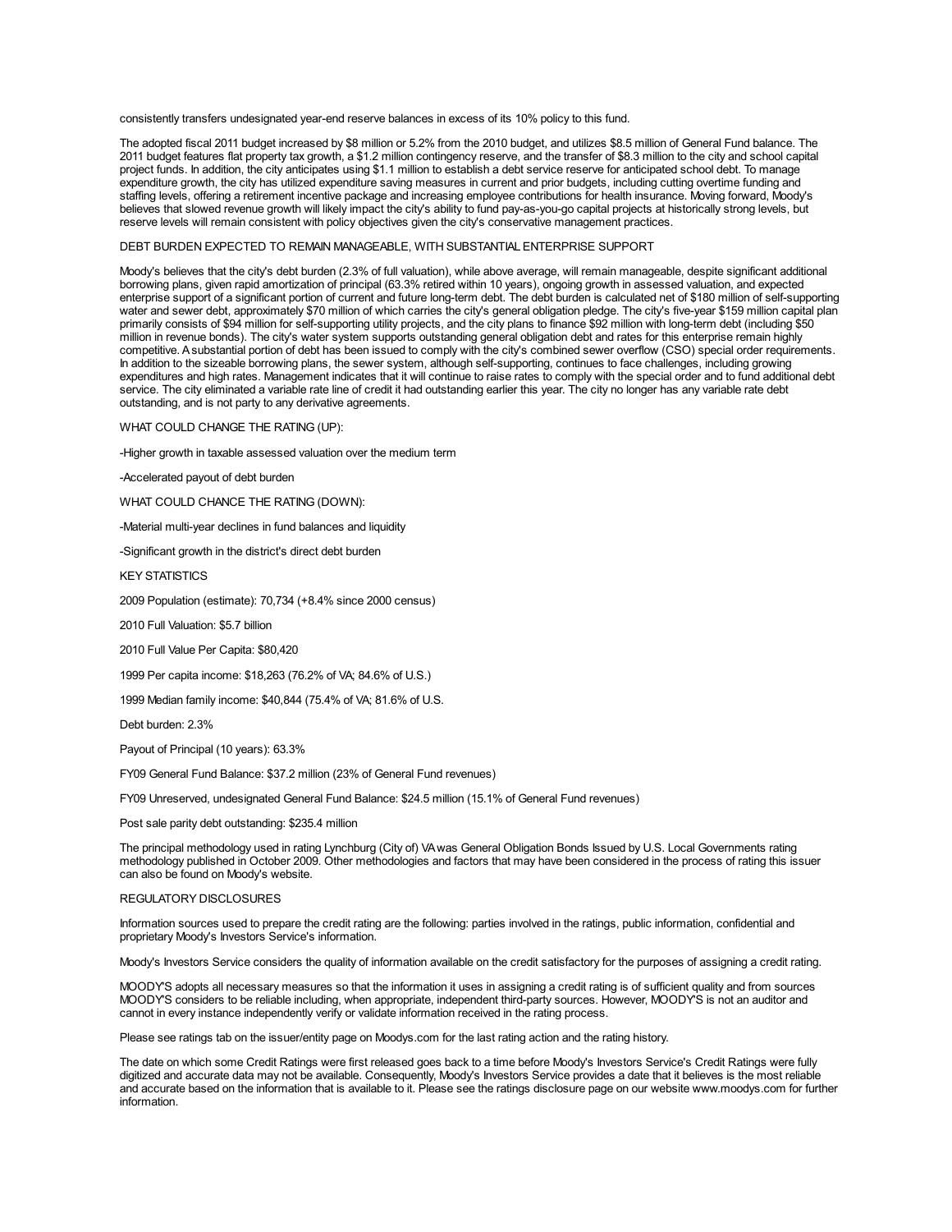consistently transfers undesignated year-end reserve balances in excess of its 10% policy to this fund.

The adopted fiscal 2011 budget increased by $8 million or 5.2% from the 2010 budget, and utilizes $8.5 million of General Fund balance. The 2011 budget features flat property tax growth, a $1.2 million contingency reserve, and the transfer of $8.3 million to the city and school capital project funds. In addition, the city anticipates using $1.1 million to establish a debt service reserve for anticipated school debt. To manage expenditure growth, the city has utilized expenditure saving measures in current and prior budgets, including cutting overtime funding and staffing levels, offering a retirement incentive package and increasing employee contributions for health insurance. Moving forward, Moody's believes that slowed revenue growth will likely impact the city's ability to fund pay-as-you-go capital projects at historically strong levels, but reserve levels will remain consistent with policy objectives given the city's conservative management practices.

DEBT BURDEN EXPECTED TO REMAIN MANAGEABLE, WITH SUBSTANTIAL ENTERPRISE SUPPORT

Moody's believes that the city's debt burden (2.3% of full valuation), while above average, will remain manageable, despite significant additional borrowing plans, given rapid amortization of principal (63.3% retired within 10 years), ongoing growth in assessed valuation, and expected enterprise support of a significant portion of current and future long-term debt. The debt burden is calculated net of $180 million of self-supporting water and sewer debt, approximately $70 million of which carries the city's general obligation pledge. The city's five-year $159 million capital plan primarily consists of $94 million for self-supporting utility projects, and the city plans to finance $92 million with long-term debt (including $50 million in revenue bonds). The city's water system supports outstanding general obligation debt and rates for this enterprise remain highly competitive. A substantial portion of debt has been issued to comply with the city's combined sewer overflow (CSO) special order requirements. In addition to the sizeable borrowing plans, the sewer system, although self-supporting, continues to face challenges, including growing expenditures and high rates. Management indicates that it will continue to raise rates to comply with the special order and to fund additional debt service. The city eliminated a variable rate line of credit it had outstanding earlier this year. The city no longer has any variable rate debt outstanding, and is not party to any derivative agreements.

WHAT COULD CHANGE THE RATING (UP):

-Higher growth in taxable assessed valuation over the medium term

-Accelerated payout of debt burden

WHAT COULD CHANCE THE RATING (DOWN):

-Material multi-year declines in fund balances and liquidity

-Significant growth in the district's direct debt burden

KEY STATISTICS

2009 Population (estimate): 70,734 (+8.4% since 2000 census)

2010 Full Valuation: $5.7 billion

2010 Full Value Per Capita: $80,420

1999 Per capita income: $18,263 (76.2% of VA; 84.6% of U.S.)

1999 Median family income: $40,844 (75.4% of VA; 81.6% of U.S.

Debt burden: 2.3%

Payout of Principal (10 years): 63.3%

FY09 General Fund Balance: $37.2 million (23% of General Fund revenues)

FY09 Unreserved, undesignated General Fund Balance: $24.5 million (15.1% of General Fund revenues)

Post sale parity debt outstanding: $235.4 million

The principal methodology used in rating Lynchburg (City of) VA was General Obligation Bonds Issued by U.S. Local Governments rating methodology published in October 2009. Other methodologies and factors that may have been considered in the process of rating this issuer can also be found on Moody's website.

REGULATORY DISCLOSURES

Information sources used to prepare the credit rating are the following: parties involved in the ratings, public information, confidential and proprietary Moody's Investors Service's information.

Moody's Investors Service considers the quality of information available on the credit satisfactory for the purposes of assigning a credit rating.

MOODY'S adopts all necessary measures so that the information it uses in assigning a credit rating is of sufficient quality and from sources MOODY'S considers to be reliable including, when appropriate, independent third-party sources. However, MOODY'S is not an auditor and cannot in every instance independently verify or validate information received in the rating process.

Please see ratings tab on the issuer/entity page on Moodys.com for the last rating action and the rating history.

The date on which some Credit Ratings were first released goes back to a time before Moody's Investors Service's Credit Ratings were fully digitized and accurate data may not be available. Consequently, Moody's Investors Service provides a date that it believes is the most reliable and accurate based on the information that is available to it. Please see the ratings disclosure page on our website www.moodys.com for further information.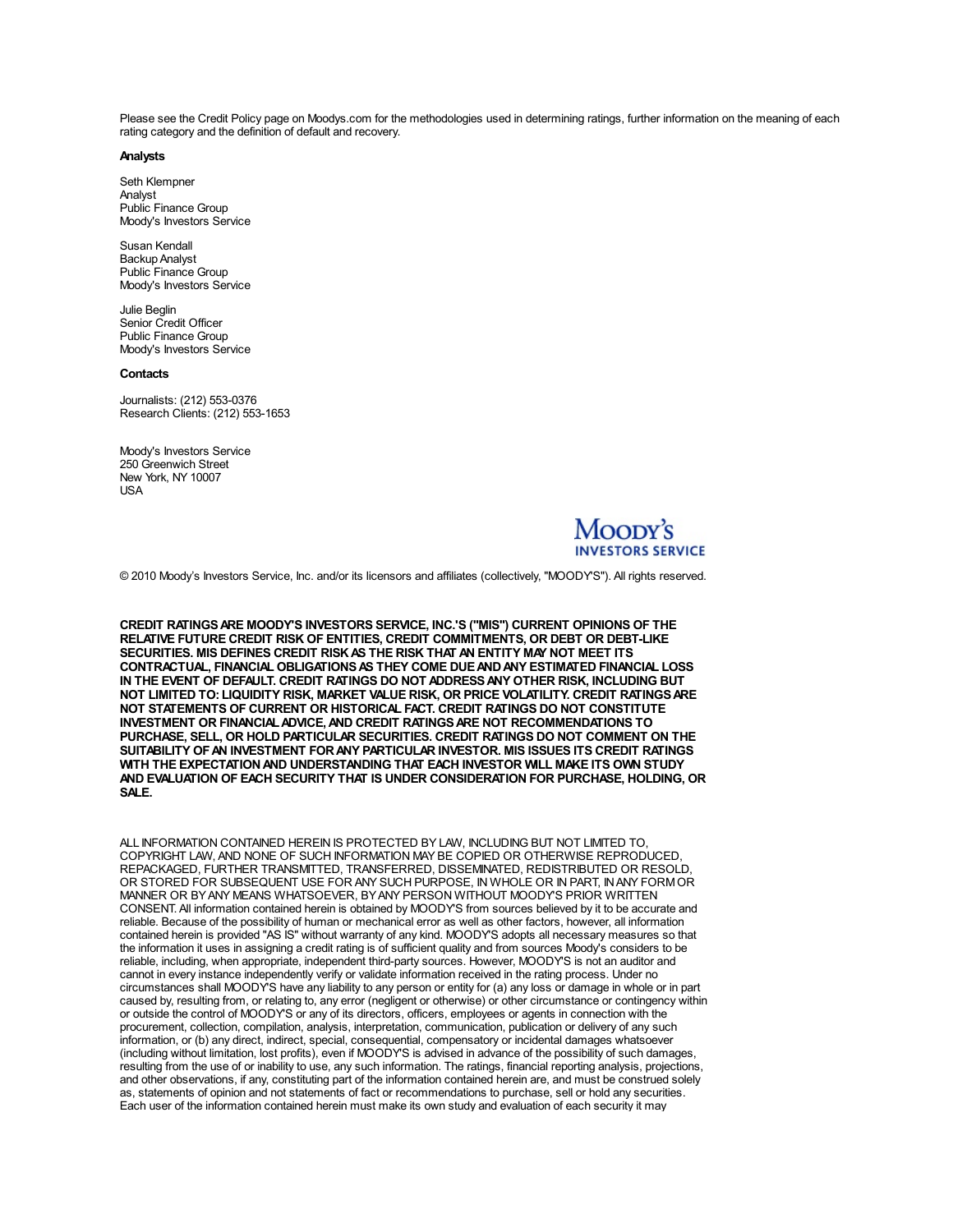Please see the Credit Policy page on Moodys.com for the methodologies used in determining ratings, further information on the meaning of each rating category and the definition of default and recovery.

**Analysts**

Seth Klempner
Analyst
Public Finance Group
Moody's Investors Service

Susan Kendall
Backup Analyst
Public Finance Group
Moody's Investors Service

Julie Beglin
Senior Credit Officer
Public Finance Group
Moody's Investors Service

**Contacts**

Journalists: (212) 553-0376
Research Clients: (212) 553-1653

Moody's Investors Service
250 Greenwich Street
New York, NY 10007
USA

Moody's Investors Service

© 2010 Moody's Investors Service, Inc. and/or its licensors and affiliates (collectively, "MOODY'S"). All rights reserved.

**CREDIT RATINGS ARE MOODY'S INVESTORS SERVICE, INC.'S ("MIS") CURRENT OPINIONS OF THE RELATIVE FUTURE CREDIT RISK OF ENTITIES, CREDIT COMMITMENTS, OR DEBT OR DEBT-LIKE SECURITIES. MIS DEFINES CREDIT RISK AS THE RISK THAT AN ENTITY MAY NOT MEET ITS CONTRACTUAL, FINANCIAL OBLIGATIONS AS THEY COME DUE AND ANY ESTIMATED FINANCIAL LOSS IN THE EVENT OF DEFAULT. CREDIT RATINGS DO NOT ADDRESS ANY OTHER RISK, INCLUDING BUT NOT LIMITED TO: LIQUIDITY RISK, MARKET VALUE RISK, OR PRICE VOLATILITY. CREDIT RATINGS ARE NOT STATEMENTS OF CURRENT OR HISTORICAL FACT. CREDIT RATINGS DO NOT CONSTITUTE INVESTMENT OR FINANCIAL ADVICE, AND CREDIT RATINGS ARE NOT RECOMMENDATIONS TO PURCHASE, SELL, OR HOLD PARTICULAR SECURITIES. CREDIT RATINGS DO NOT COMMENT ON THE SUITABILITY OF AN INVESTMENT FOR ANY PARTICULAR INVESTOR. MIS ISSUES ITS CREDIT RATINGS WITH THE EXPECTATION AND UNDERSTANDING THAT EACH INVESTOR WILL MAKE ITS OWN STUDY AND EVALUATION OF EACH SECURITY THAT IS UNDER CONSIDERATION FOR PURCHASE, HOLDING, OR SALE.**

ALL INFORMATION CONTAINED HEREIN IS PROTECTED BY LAW, INCLUDING BUT NOT LIMITED TO, COPYRIGHT LAW, AND NONE OF SUCH INFORMATION MAY BE COPIED OR OTHERWISE REPRODUCED, REPACKAGED, FURTHER TRANSMITTED, TRANSFERRED, DISSEMINATED, REDISTRIBUTED OR RESOLD, OR STORED FOR SUBSEQUENT USE FOR ANY SUCH PURPOSE, IN WHOLE OR IN PART, IN ANY FORM OR MANNER OR BY ANY MEANS WHATSOEVER, BY ANY PERSON WITHOUT MOODY'S PRIOR WRITTEN CONSENT. All information contained herein is obtained by MOODY'S from sources believed by it to be accurate and reliable. Because of the possibility of human or mechanical error as well as other factors, however, all information contained herein is provided "AS IS" without warranty of any kind. MOODY'S adopts all necessary measures so that the information it uses in assigning a credit rating is of sufficient quality and from sources Moody's considers to be reliable, including, when appropriate, independent third-party sources. However, MOODY'S is not an auditor and cannot in every instance independently verify or validate information received in the rating process. Under no circumstances shall MOODY'S have any liability to any person or entity for (a) any loss or damage in whole or in part caused by, resulting from, or relating to, any error (negligent or otherwise) or other circumstance or contingency within or outside the control of MOODY'S or any of its directors, officers, employees or agents in connection with the procurement, collection, compilation, analysis, interpretation, communication, publication or delivery of any such information, or (b) any direct, indirect, special, consequential, compensatory or incidental damages whatsoever (including without limitation, lost profits), even if MOODY'S is advised in advance of the possibility of such damages, resulting from the use of or inability to use, any such information. The ratings, financial reporting analysis, projections, and other observations, if any, constituting part of the information contained herein are, and must be construed solely as, statements of opinion and not statements of fact or recommendations to purchase, sell or hold any securities. Each user of the information contained herein must make its own study and evaluation of each security it may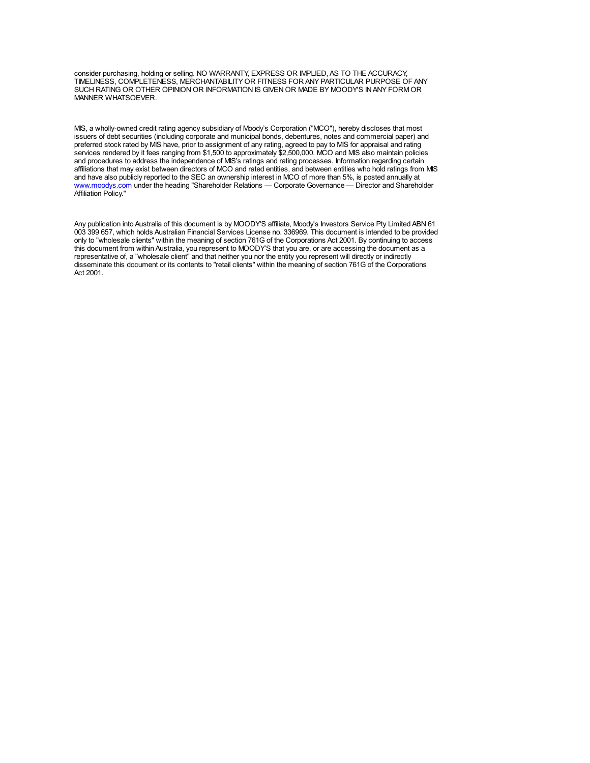consider purchasing, holding or selling. NO WARRANTY, EXPRESS OR IMPLIED, AS TO THE ACCURACY, TIMELINESS, COMPLETENESS, MERCHANTABILITY OR FITNESS FOR ANY PARTICULAR PURPOSE OF ANY SUCH RATING OR OTHER OPINION OR INFORMATION IS GIVEN OR MADE BY MOODY'S IN ANY FORM OR MANNER WHATSOEVER.

MIS, a wholly-owned credit rating agency subsidiary of Moody's Corporation ("MCO"), hereby discloses that most issuers of debt securities (including corporate and municipal bonds, debentures, notes and commercial paper) and preferred stock rated by MIS have, prior to assignment of any rating, agreed to pay to MIS for appraisal and rating services rendered by it fees ranging from $1,500 to approximately $2,500,000. MCO and MIS also maintain policies and procedures to address the independence of MIS's ratings and rating processes. Information regarding certain affiliations that may exist between directors of MCO and rated entities, and between entities who hold ratings from MIS and have also publicly reported to the SEC an ownership interest in MCO of more than 5%, is posted annually at [www.moodys.com](www.moodys.com) under the heading "Shareholder Relations — Corporate Governance — Director and Shareholder Affiliation Policy."

Any publication into Australia of this document is by MOODY'S affiliate, Moody's Investors Service Pty Limited ABN 61 003 399 657, which holds Australian Financial Services License no. 336969. This document is intended to be provided only to "wholesale clients" within the meaning of section 761G of the Corporations Act 2001. By continuing to access this document from within Australia, you represent to MOODY'S that you are, or are accessing the document as a representative of, a "wholesale client" and that neither you nor the entity you represent will directly or indirectly disseminate this document or its contents to "retail clients" within the meaning of section 761G of the Corporations Act 2001.